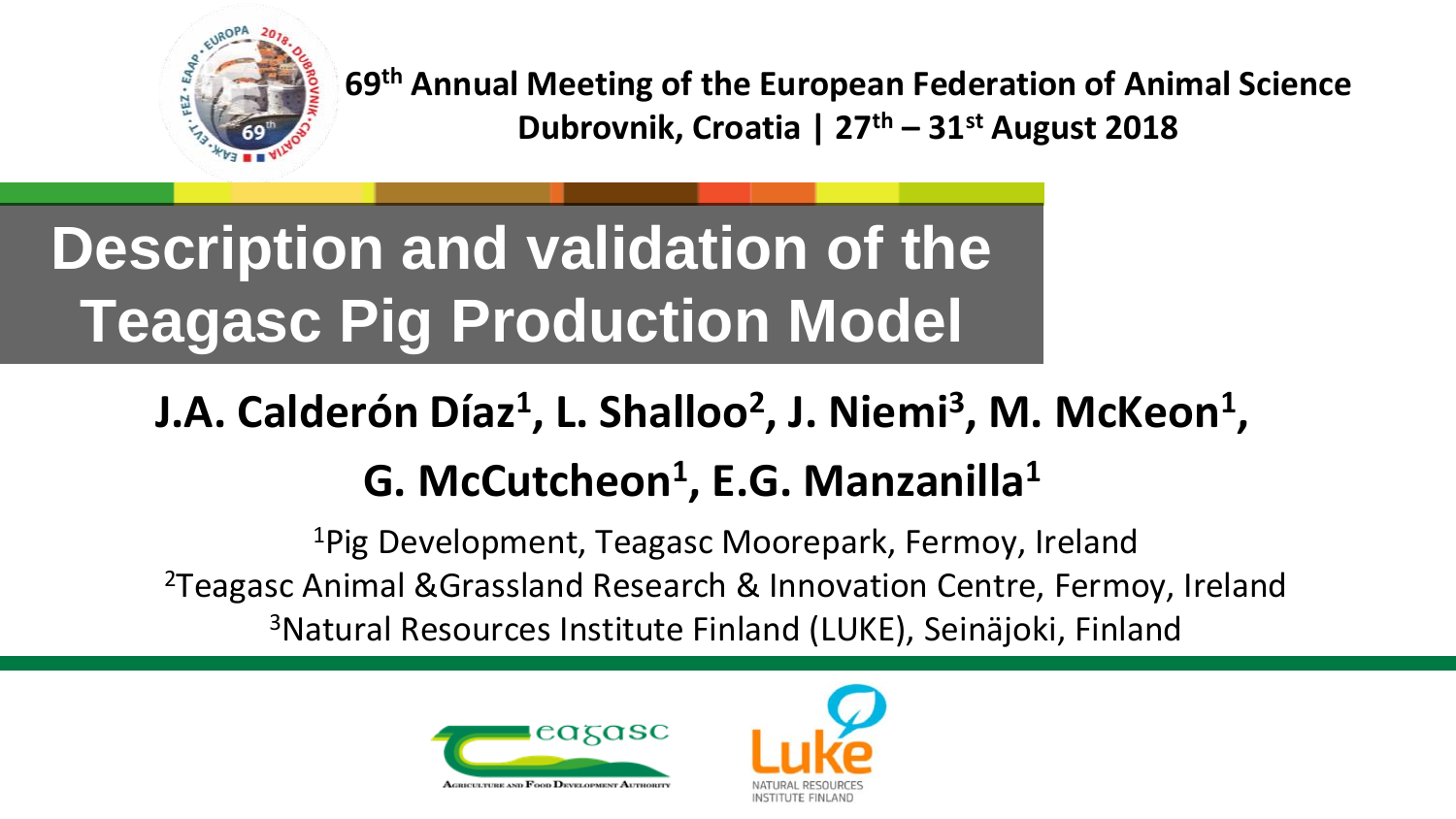69th Annual Meeting of the European Federation of Animal Science
Dubrovnik, Croatia | 27th – 31st August 2018

# Description and validation of the Teagasc Pig Production Model

## J.A. Calderón Díaz[1], L. Shalloo[2], J. Niemi[3], M. McKeon[1], G. McCutcheon[1], E.G. Manzanilla[1]

[1]Pig Development, Teagasc Moorepark, Fermoy, Ireland
[2]Teagasc Animal &Grassland Research & Innovation Centre, Fermoy, Ireland
[3]Natural Resources Institute Finland (LUKE), Seinäjoki, Finland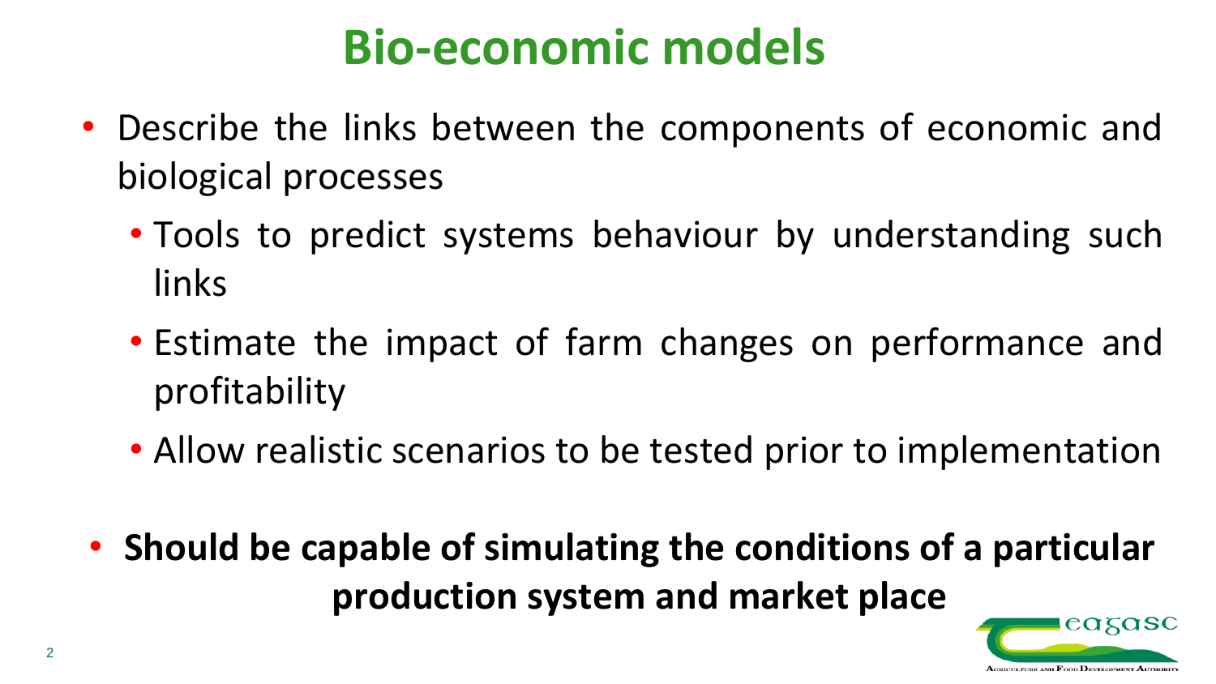# Bio-economic models

- Describe the links between the components of economic and biological processes
  - Tools to predict systems behaviour by understanding such links
  - Estimate the impact of farm changes on performance and profitability
  - Allow realistic scenarios to be tested prior to implementation

- **Should be capable of simulating the conditions of a particular production system and market place**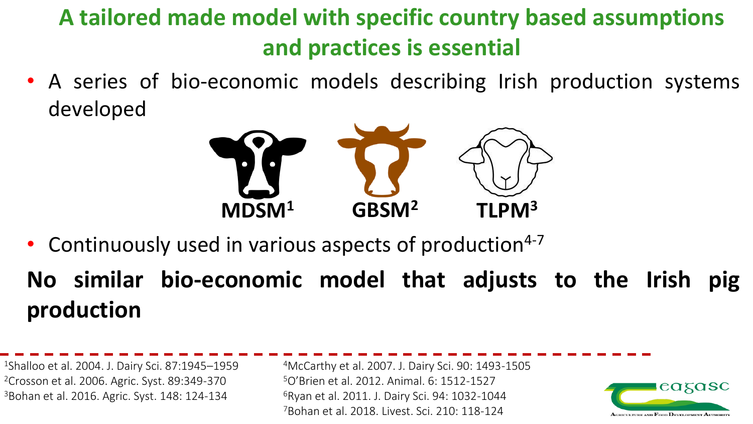# A tailored made model with specific country based assumptions and practices is essential

- A series of bio-economic models describing Irish production systems developed

MDSM[1] GBSM[2] TLPM[3]

- Continuously used in various aspects of production[4-7]

**No similar bio-economic model that adjusts to the Irish pig production**

[1]Shalloo et al. 2004. J. Dairy Sci. 87:1945–1959
[2]Crosson et al. 2006. Agric. Syst. 89:349-370
[3]Bohan et al. 2016. Agric. Syst. 148: 124-134
[4]McCarthy et al. 2007. J. Dairy Sci. 90: 1493-1505
[5]O'Brien et al. 2012. Animal. 6: 1512-1527
[6]Ryan et al. 2011. J. Dairy Sci. 94: 1032-1044
[7]Bohan et al. 2018. Livest. Sci. 210: 118-124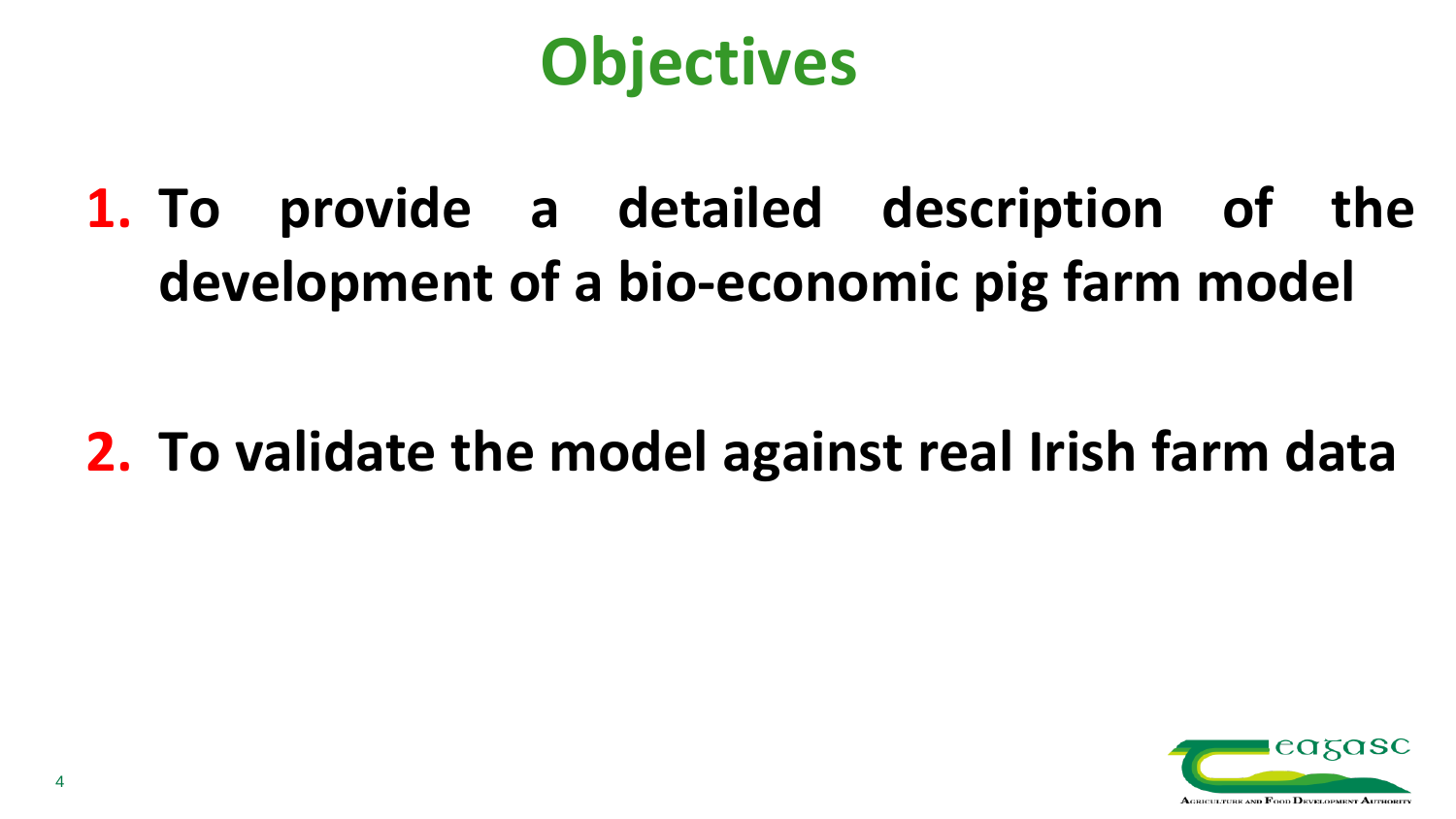# Objectives

1. **To provide a detailed description of the development of a bio-economic pig farm model**

2. **To validate the model against real Irish farm data**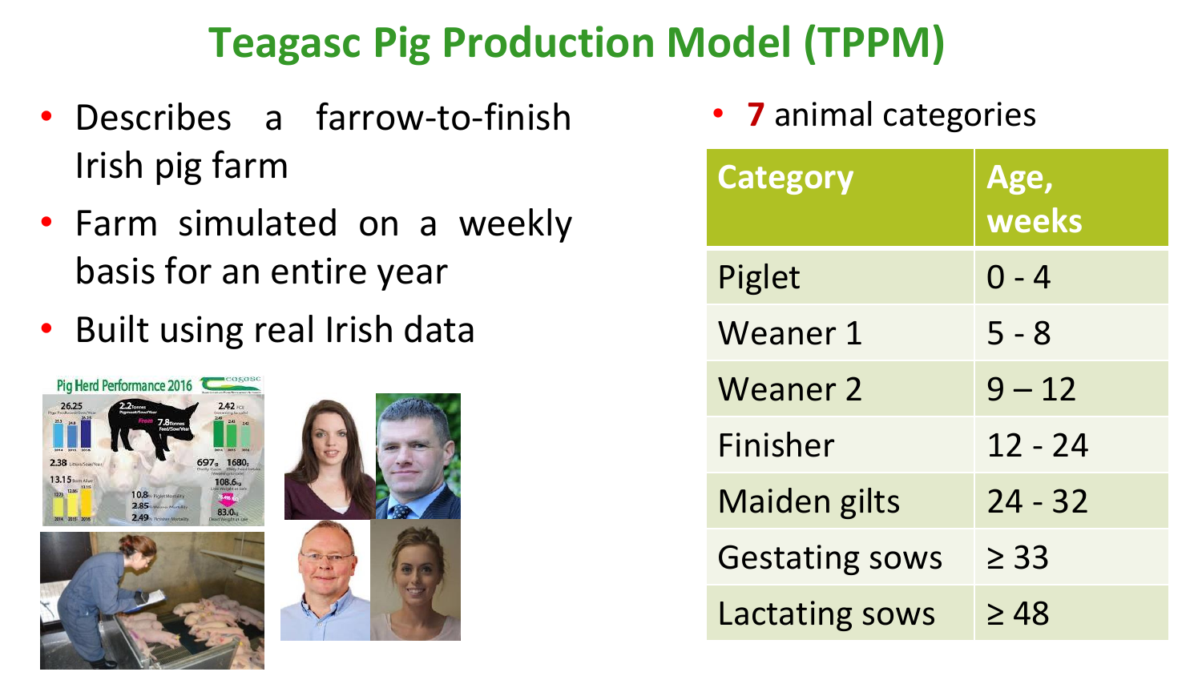# Teagasc Pig Production Model (TPPM)

- Describes a farrow-to-finish Irish pig farm
- Farm simulated on a weekly basis for an entire year
- Built using real Irish data

- **7** animal categories

| Category | Age, weeks |
|---|---|
| Piglet | 0 - 4 |
| Weaner 1 | 5 - 8 |
| Weaner 2 | 9 – 12 |
| Finisher | 12 - 24 |
| Maiden gilts | 24 - 32 |
| Gestating sows | ≥ 33 |
| Lactating sows | ≥ 48 |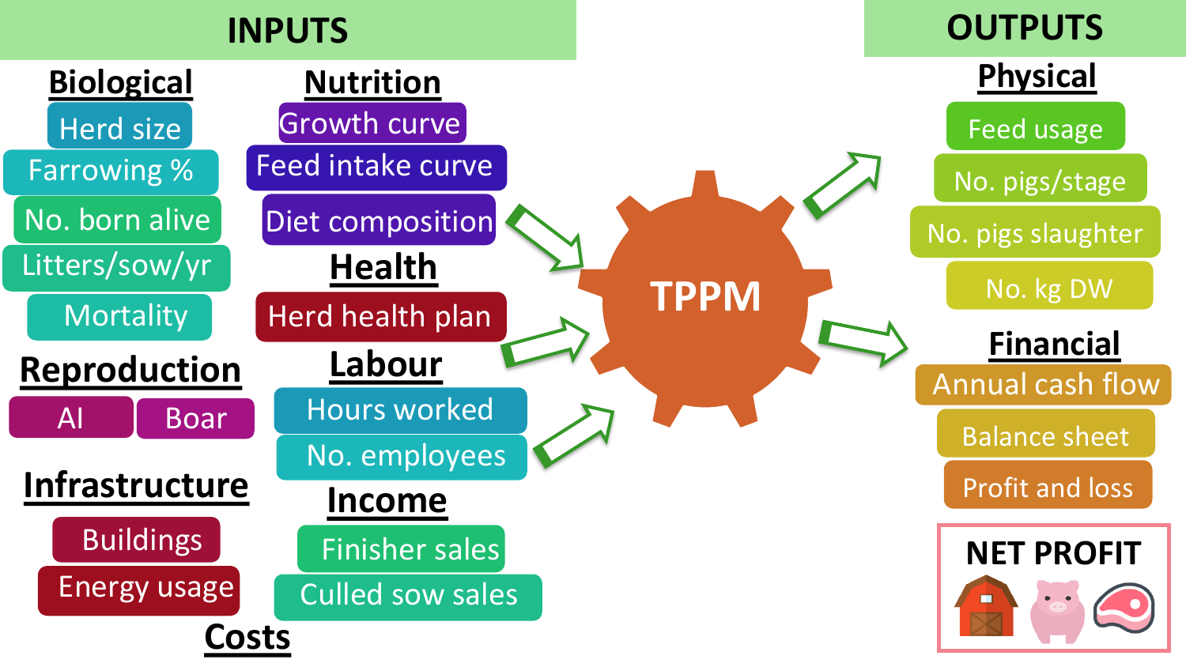## INPUTS

**Biological**

- Herd size
- Farrowing %
- No. born alive
- Litters/sow/yr
- Mortality

**Reproduction**

- AI
- Boar

**Infrastructure**

- Buildings
- Energy usage

**Nutrition**

- Growth curve
- Feed intake curve
- Diet composition

**Health**

- Herd health plan

**Labour**

- Hours worked
- No. employees

**Income**

- Finisher sales
- Culled sow sales

**Costs**

TPPM

## OUTPUTS

**Physical**

- Feed usage
- No. pigs/stage
- No. pigs slaughter
- No. kg DW

**Financial**

- Annual cash flow
- Balance sheet
- Profit and loss

**NET PROFIT**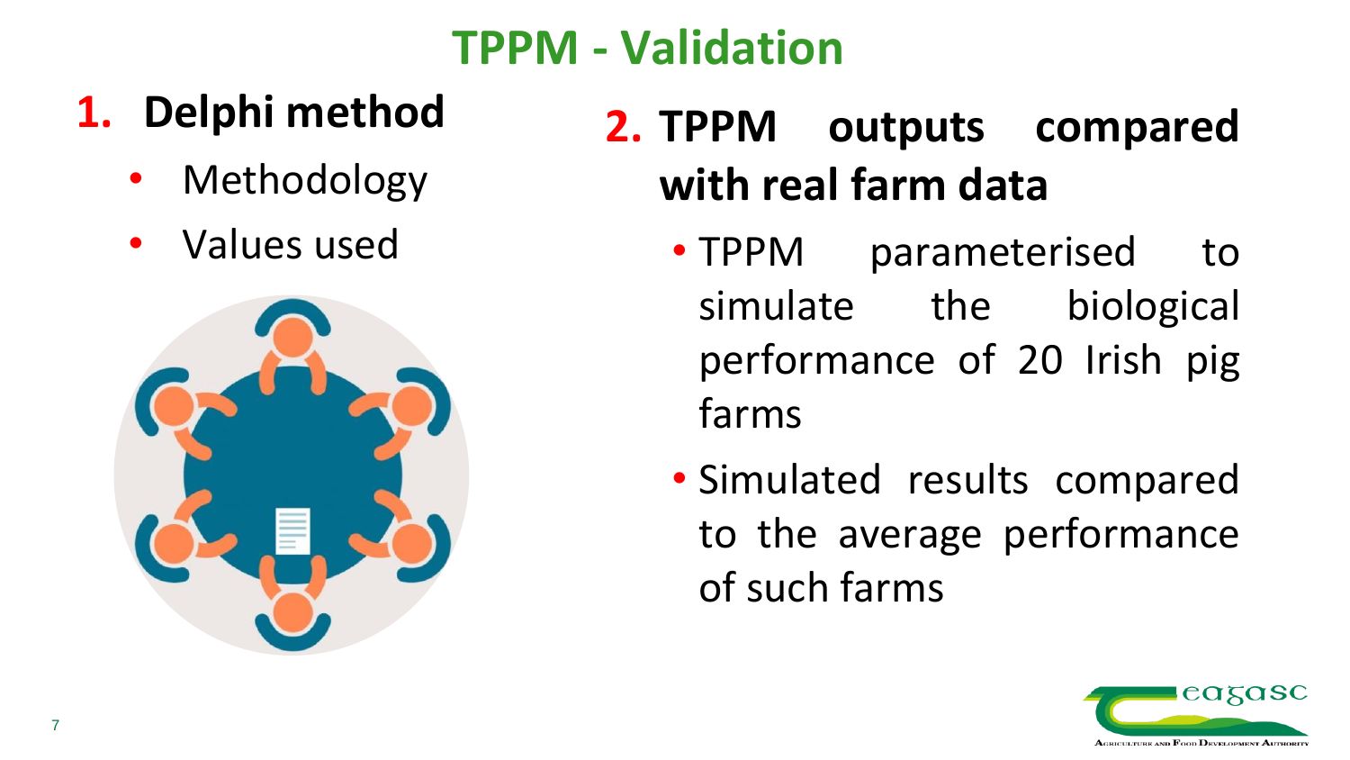# TPPM - Validation

1. **Delphi method**
   - Methodology
   - Values used

2. **TPPM outputs compared with real farm data**
   - TPPM parameterised to simulate the biological performance of 20 Irish pig farms
   - Simulated results compared to the average performance of such farms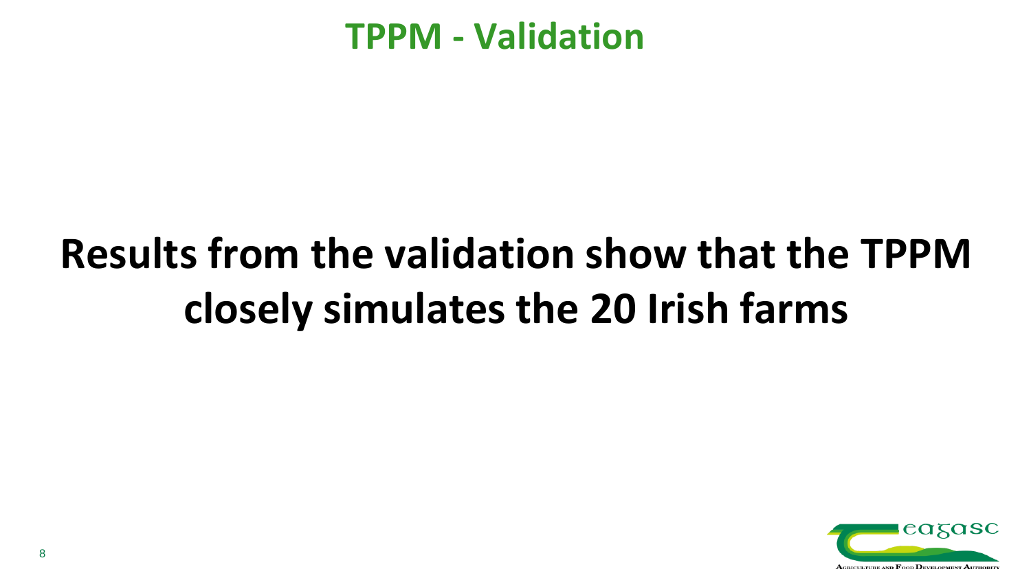# TPPM - Validation

**Results from the validation show that the TPPM closely simulates the 20 Irish farms**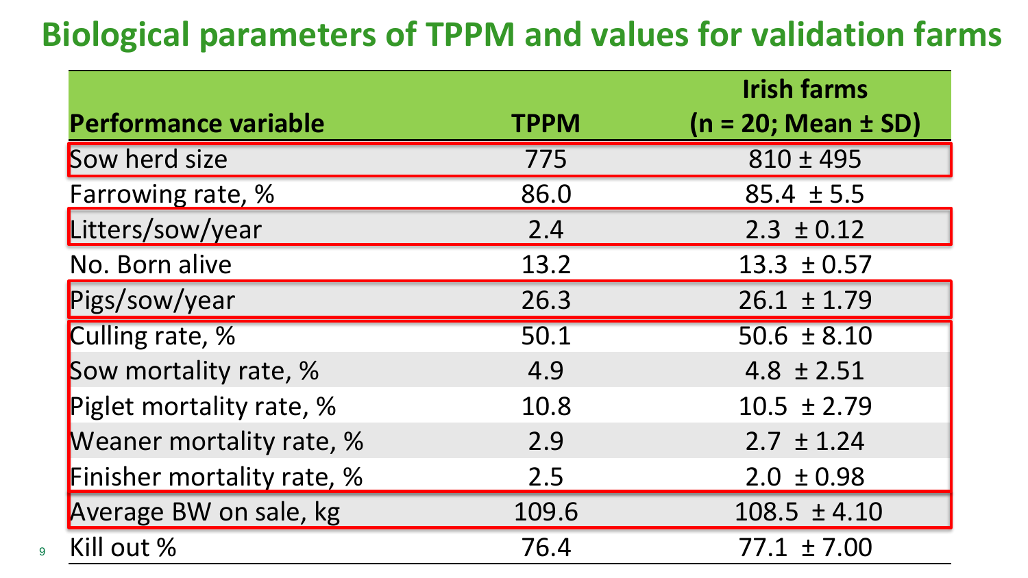# Biological parameters of TPPM and values for validation farms

| Performance variable | TPPM | Irish farms (n = 20; Mean ± SD) |
|---|---|---|
| Sow herd size | 775 | 810 ± 495 |
| Farrowing rate, % | 86.0 | 85.4 ± 5.5 |
| Litters/sow/year | 2.4 | 2.3 ± 0.12 |
| No. Born alive | 13.2 | 13.3 ± 0.57 |
| Pigs/sow/year | 26.3 | 26.1 ± 1.79 |
| Culling rate, % | 50.1 | 50.6 ± 8.10 |
| Sow mortality rate, % | 4.9 | 4.8 ± 2.51 |
| Piglet mortality rate, % | 10.8 | 10.5 ± 2.79 |
| Weaner mortality rate, % | 2.9 | 2.7 ± 1.24 |
| Finisher mortality rate, % | 2.5 | 2.0 ± 0.98 |
| Average BW on sale, kg | 109.6 | 108.5 ± 4.10 |
| Kill out % | 76.4 | 77.1 ± 7.00 |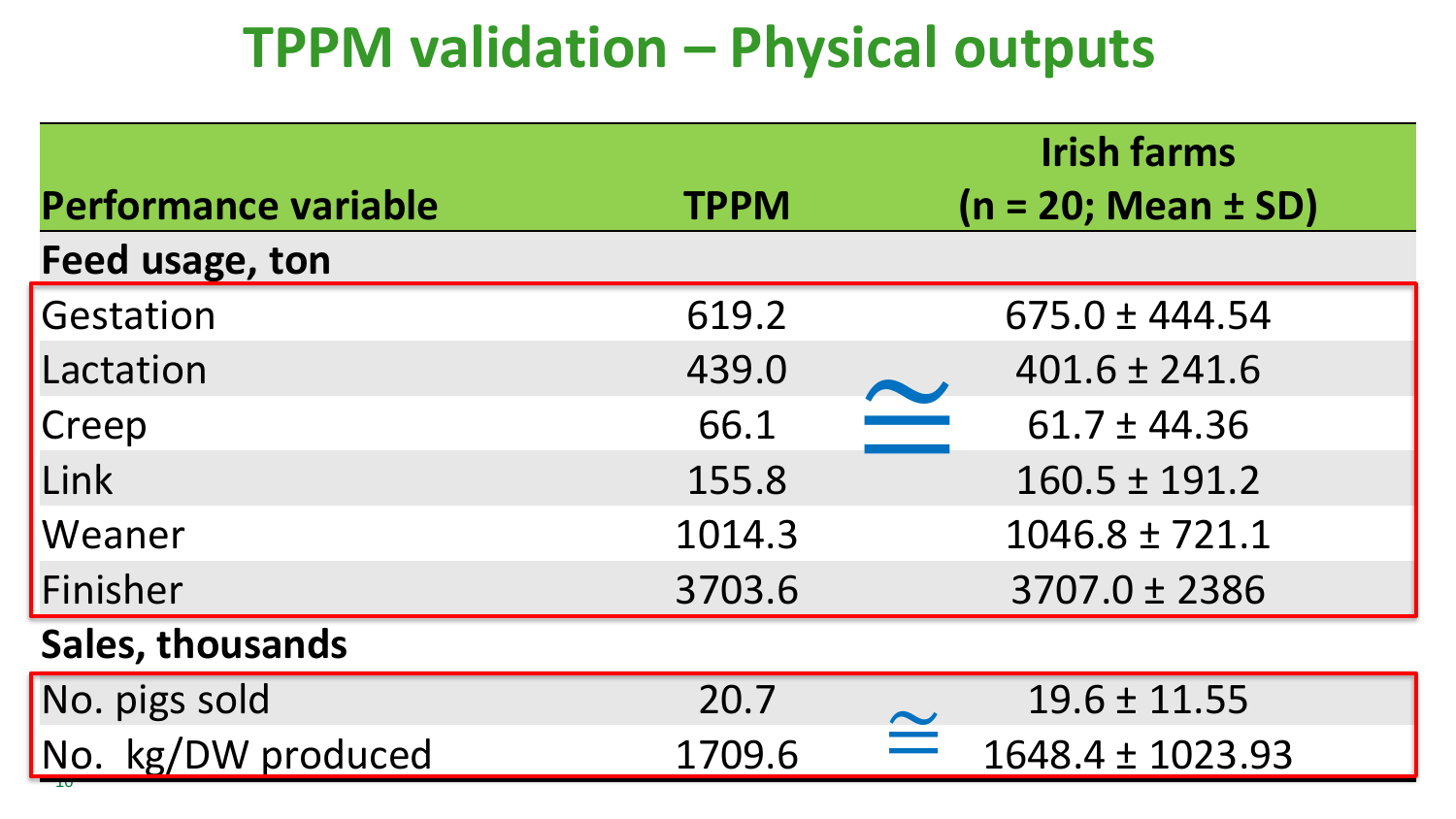# TPPM validation – Physical outputs

| Performance variable | TPPM | | Irish farms (n = 20; Mean ± SD) |
|---|---|---|---|
| **Feed usage, ton** | | | |
| Gestation | 619.2 | | 675.0 ± 444.54 |
| Lactation | 439.0 | | 401.6 ± 241.6 |
| Creep | 66.1 | ≅ | 61.7 ± 44.36 |
| Link | 155.8 | | 160.5 ± 191.2 |
| Weaner | 1014.3 | | 1046.8 ± 721.1 |
| Finisher | 3703.6 | | 3707.0 ± 2386 |
| **Sales, thousands** | | | |
| No. pigs sold | 20.7 | ≅ | 19.6 ± 11.55 |
| No. kg/DW produced | 1709.6 | | 1648.4 ± 1023.93 |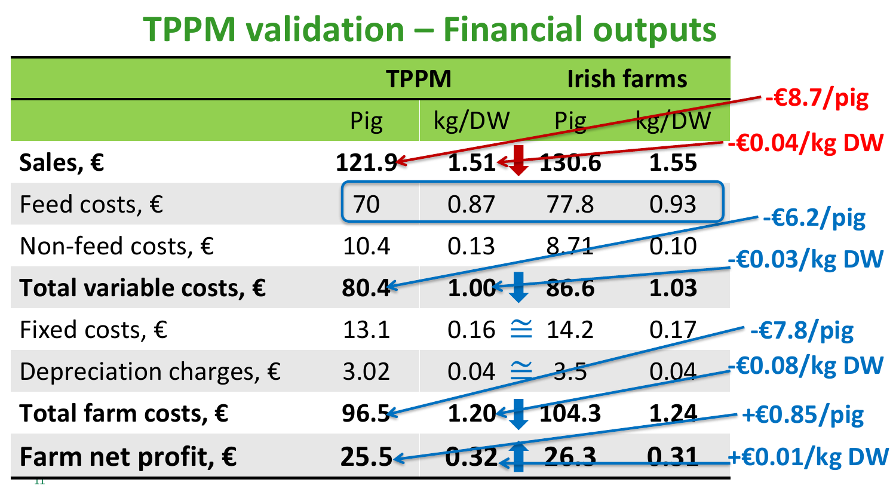# TPPM validation – Financial outputs

| | TPPM | | Irish farms | |
|---|---|---|---|---|
| | Pig | kg/DW | Pig | kg/DW |
| **Sales, €** | **121.9** | **1.51** | **130.6** | **1.55** |
| Feed costs, € | 70 | 0.87 | 77.8 | 0.93 |
| Non-feed costs, € | 10.4 | 0.13 | 8.71 | 0.10 |
| **Total variable costs, €** | **80.4** | **1.00** | **86.6** | **1.03** |
| Fixed costs, € | 13.1 | 0.16 ≅ | 14.2 | 0.17 |
| Depreciation charges, € | 3.02 | 0.04 ≅ | 3.5 | 0.04 |
| **Total farm costs, €** | **96.5** | **1.20** | **104.3** | **1.24** |
| **Farm net profit, €** | **25.5** | **0.32** | **26.3** | **0.31** |

Sales: -€8.7/pig; -€0.04/kg DW

Total variable costs: -€6.2/pig; -€0.03/kg DW

Total farm costs: -€7.8/pig; -€0.08/kg DW

Farm net profit: +€0.85/pig; +€0.01/kg DW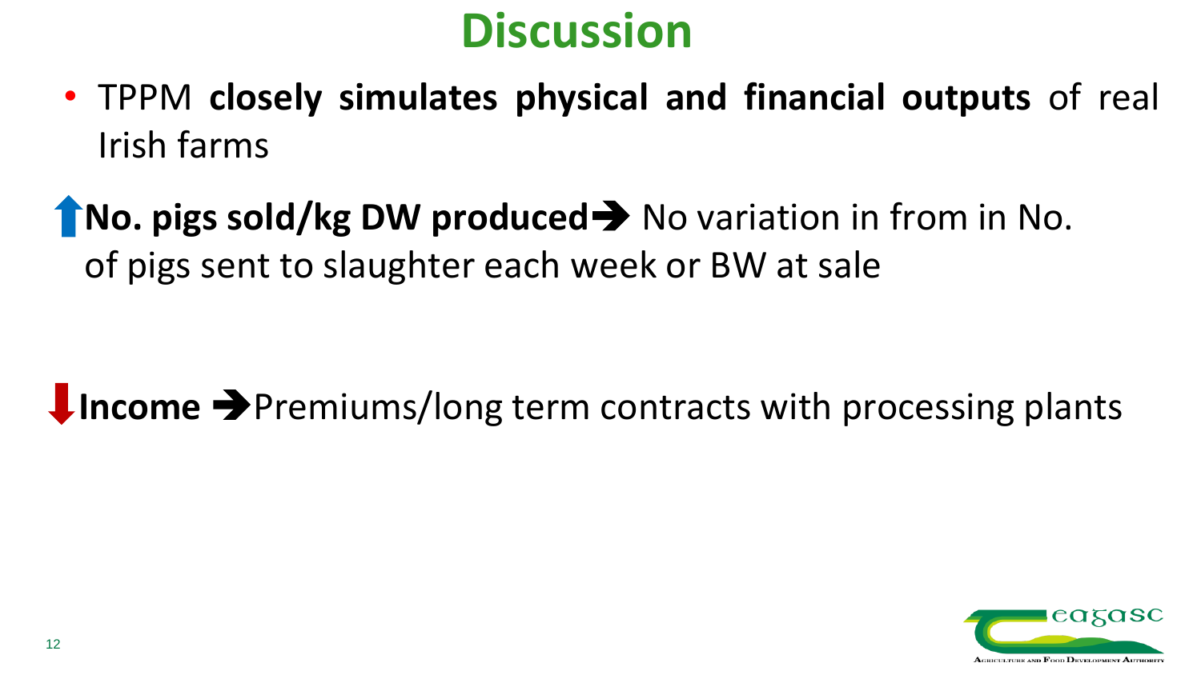# Discussion

- TPPM **closely simulates physical and financial outputs** of real Irish farms

⬆**No. pigs sold/kg DW produced** ➔ No variation in from in No. of pigs sent to slaughter each week or BW at sale

⬇**Income** ➔ Premiums/long term contracts with processing plants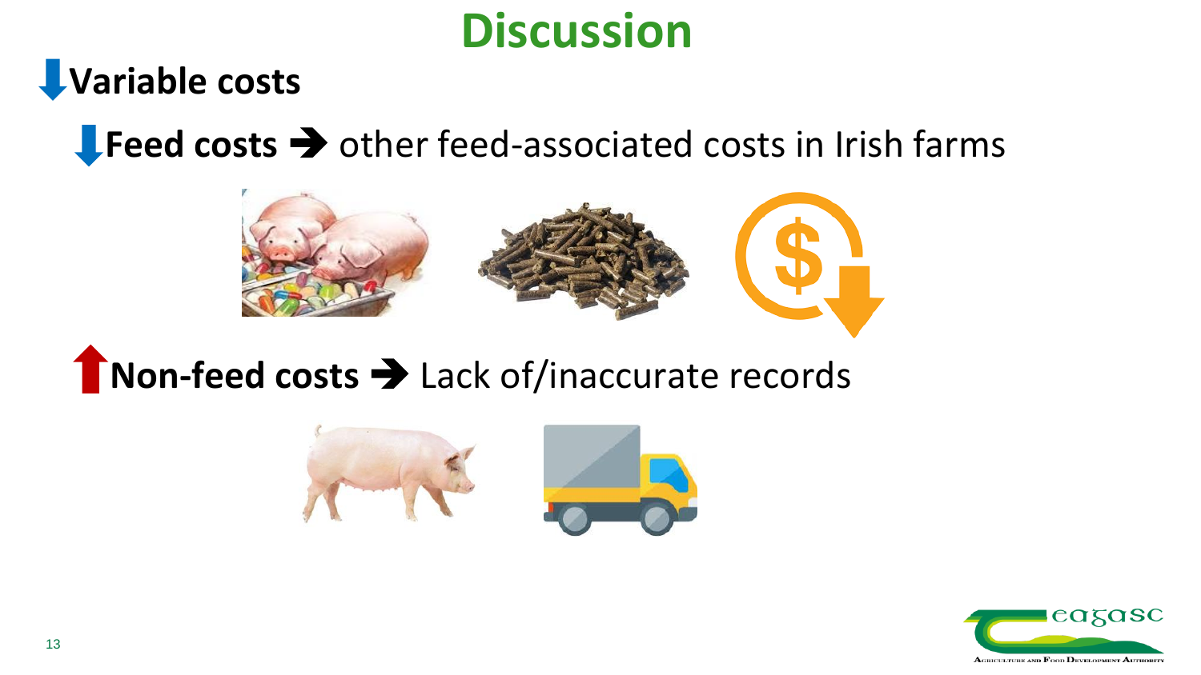# Discussion

## ⬇ Variable costs

### ⬇ **Feed costs** ➔ other feed-associated costs in Irish farms

### ⬆ **Non-feed costs** ➔ Lack of/inaccurate records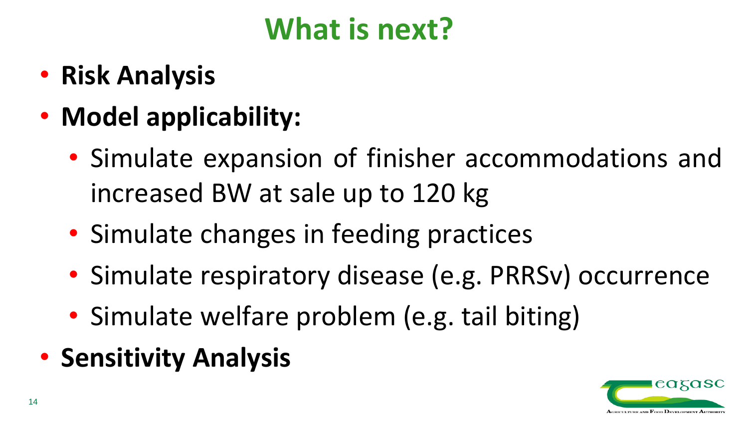# What is next?

- **Risk Analysis**
- **Model applicability:**
  - Simulate expansion of finisher accommodations and increased BW at sale up to 120 kg
  - Simulate changes in feeding practices
  - Simulate respiratory disease (e.g. PRRSv) occurrence
  - Simulate welfare problem (e.g. tail biting)
- **Sensitivity Analysis**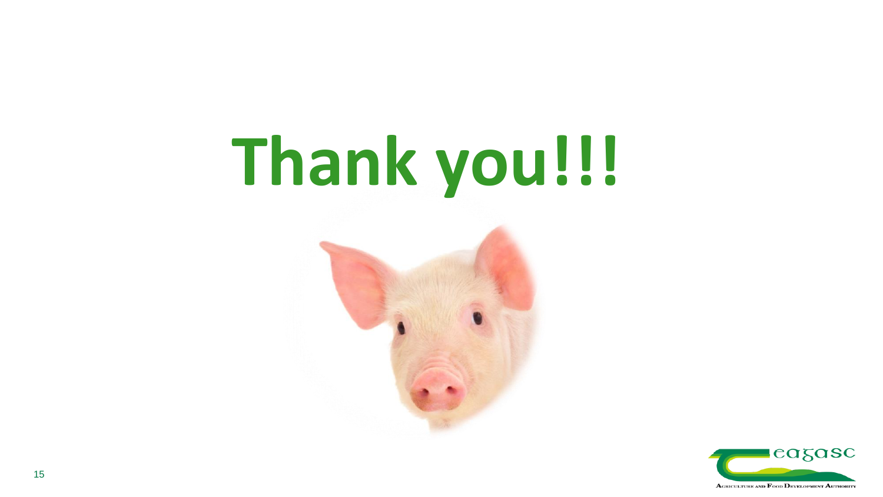# Thank you!!!